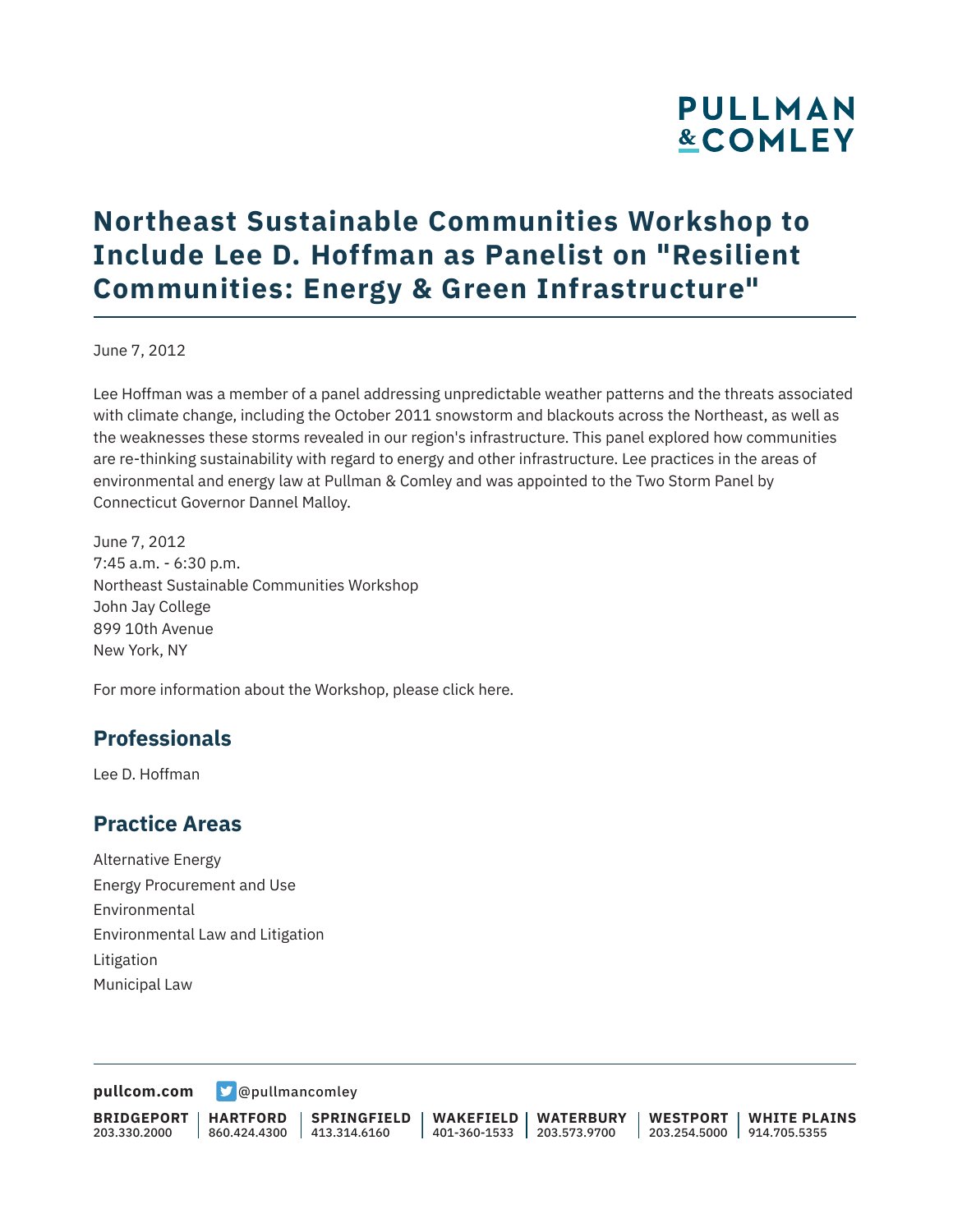# Northeast Sustainable Communities Workshop to Include Lee D. Hoffman as Panelist on "Resilient Communities: Energy & Green Infrastructure"

June 7, 2012

Lee Hoffman was a member of a panel addressing unpredictable weather patterns and the threats associated with climate change, including the October 2011 snowstorm and blackouts across the Northeast, as well as the weaknesses these storms revealed in our region's infrastructure. This panel explored how communities are re-thinking sustainability with regard to energy and other infrastructure. Lee practices in the areas of environmental and energy law at Pullman & Comley and was appointed to the Two Storm Panel by Connecticut Governor Dannel Malloy.

June 7, 2012
7:45 a.m. - 6:30 p.m.
Northeast Sustainable Communities Workshop
John Jay College
899 10th Avenue
New York, NY

For more information about the Workshop, please click here.

## Professionals

Lee D. Hoffman

## Practice Areas

Alternative Energy
Energy Procurement and Use
Environmental
Environmental Law and Litigation
Litigation
Municipal Law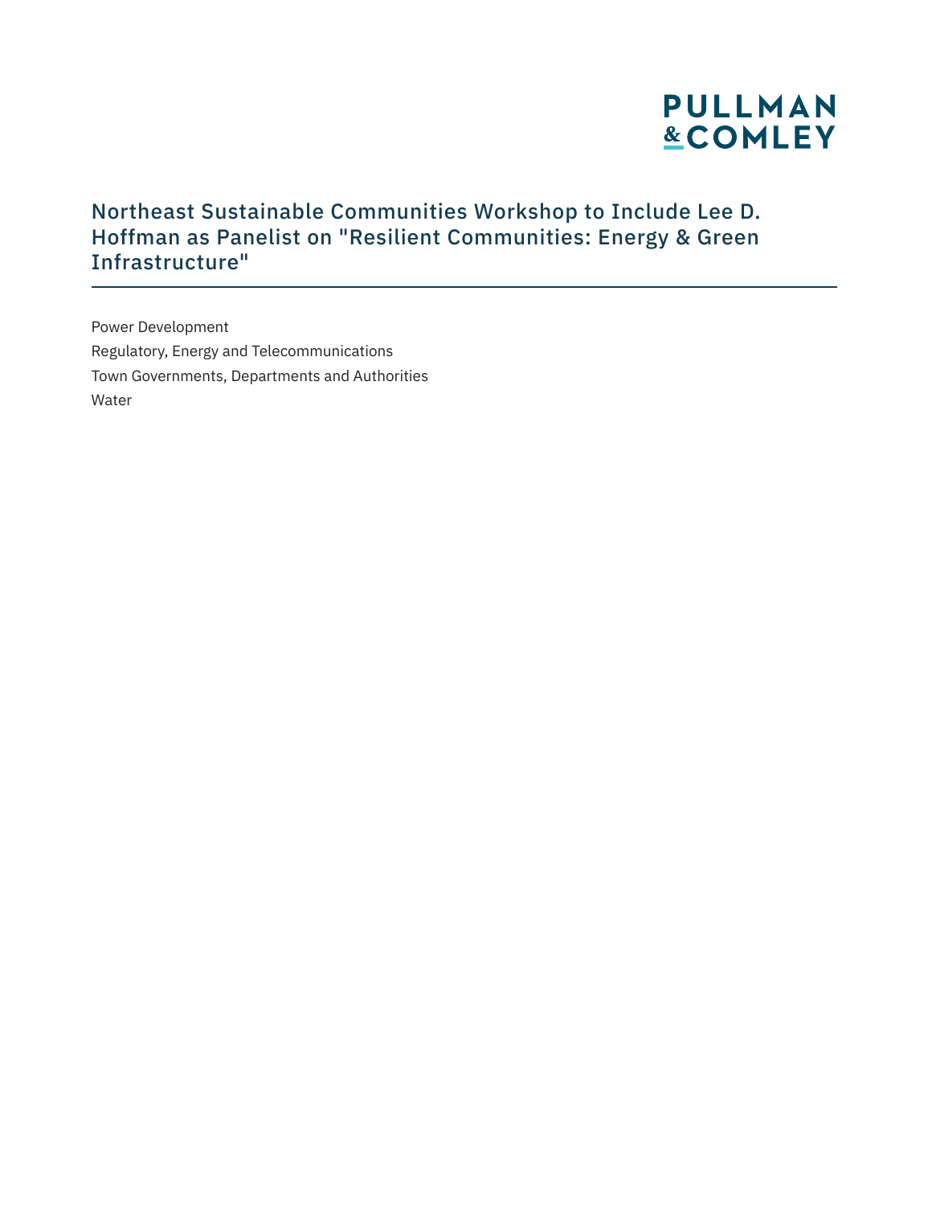# Northeast Sustainable Communities Workshop to Include Lee D. Hoffman as Panelist on "Resilient Communities: Energy & Green Infrastructure"

Power Development

Regulatory, Energy and Telecommunications

Town Governments, Departments and Authorities

Water